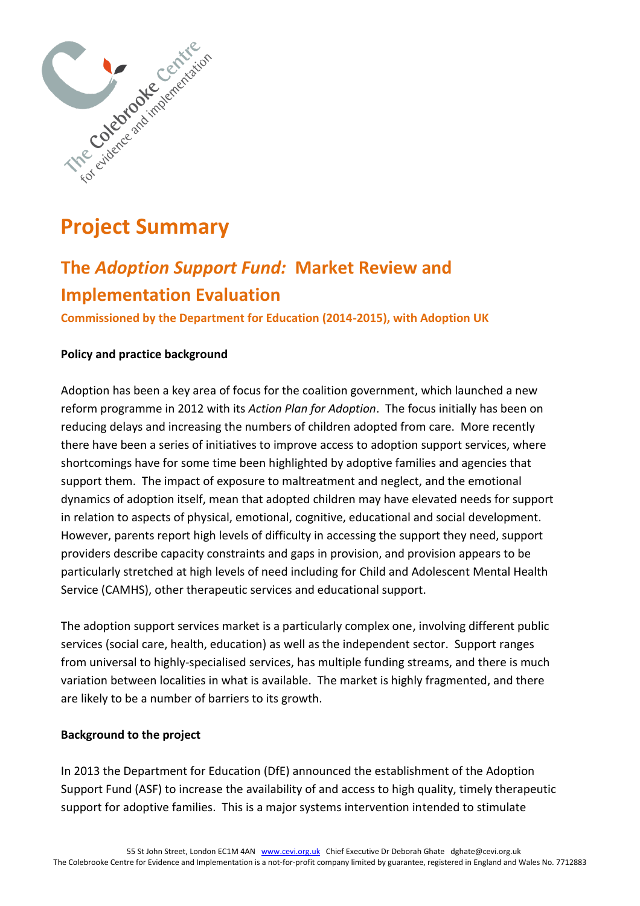# Project Summary

## The *Adoption Support Fund:* Market Review and Implementation Evaluation

**Commissioned by the Department for Education (2014-2015), with Adoption UK**

**Policy and practice background**

Adoption has been a key area of focus for the coalition government, which launched a new reform programme in 2012 with its *Action Plan for Adoption*. The focus initially has been on reducing delays and increasing the numbers of children adopted from care. More recently there have been a series of initiatives to improve access to adoption support services, where shortcomings have for some time been highlighted by adoptive families and agencies that support them. The impact of exposure to maltreatment and neglect, and the emotional dynamics of adoption itself, mean that adopted children may have elevated needs for support in relation to aspects of physical, emotional, cognitive, educational and social development. However, parents report high levels of difficulty in accessing the support they need, support providers describe capacity constraints and gaps in provision, and provision appears to be particularly stretched at high levels of need including for Child and Adolescent Mental Health Service (CAMHS), other therapeutic services and educational support.

The adoption support services market is a particularly complex one, involving different public services (social care, health, education) as well as the independent sector. Support ranges from universal to highly-specialised services, has multiple funding streams, and there is much variation between localities in what is available. The market is highly fragmented, and there are likely to be a number of barriers to its growth.

**Background to the project**

In 2013 the Department for Education (DfE) announced the establishment of the Adoption Support Fund (ASF) to increase the availability of and access to high quality, timely therapeutic support for adoptive families. This is a major systems intervention intended to stimulate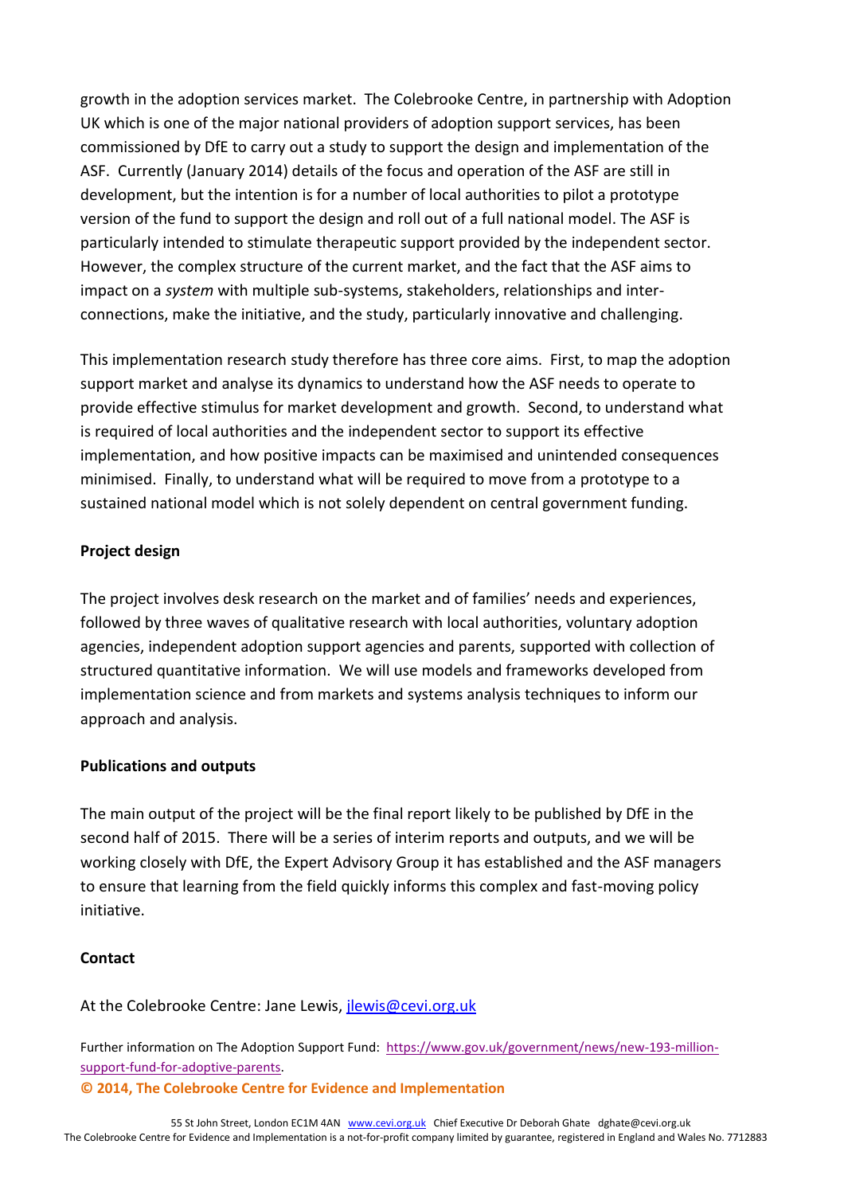growth in the adoption services market. The Colebrooke Centre, in partnership with Adoption UK which is one of the major national providers of adoption support services, has been commissioned by DfE to carry out a study to support the design and implementation of the ASF. Currently (January 2014) details of the focus and operation of the ASF are still in development, but the intention is for a number of local authorities to pilot a prototype version of the fund to support the design and roll out of a full national model. The ASF is particularly intended to stimulate therapeutic support provided by the independent sector. However, the complex structure of the current market, and the fact that the ASF aims to impact on a *system* with multiple sub-systems, stakeholders, relationships and inter-connections, make the initiative, and the study, particularly innovative and challenging.

This implementation research study therefore has three core aims. First, to map the adoption support market and analyse its dynamics to understand how the ASF needs to operate to provide effective stimulus for market development and growth. Second, to understand what is required of local authorities and the independent sector to support its effective implementation, and how positive impacts can be maximised and unintended consequences minimised. Finally, to understand what will be required to move from a prototype to a sustained national model which is not solely dependent on central government funding.

**Project design**

The project involves desk research on the market and of families' needs and experiences, followed by three waves of qualitative research with local authorities, voluntary adoption agencies, independent adoption support agencies and parents, supported with collection of structured quantitative information. We will use models and frameworks developed from implementation science and from markets and systems analysis techniques to inform our approach and analysis.

**Publications and outputs**

The main output of the project will be the final report likely to be published by DfE in the second half of 2015. There will be a series of interim reports and outputs, and we will be working closely with DfE, the Expert Advisory Group it has established and the ASF managers to ensure that learning from the field quickly informs this complex and fast-moving policy initiative.

**Contact**

At the Colebrooke Centre: Jane Lewis, jlewis@cevi.org.uk

Further information on The Adoption Support Fund: https://www.gov.uk/government/news/new-193-million-support-fund-for-adoptive-parents.

**© 2014, The Colebrooke Centre for Evidence and Implementation**

55 St John Street, London EC1M 4AN www.cevi.org.uk Chief Executive Dr Deborah Ghate dghate@cevi.org.uk
The Colebrooke Centre for Evidence and Implementation is a not-for-profit company limited by guarantee, registered in England and Wales No. 7712883